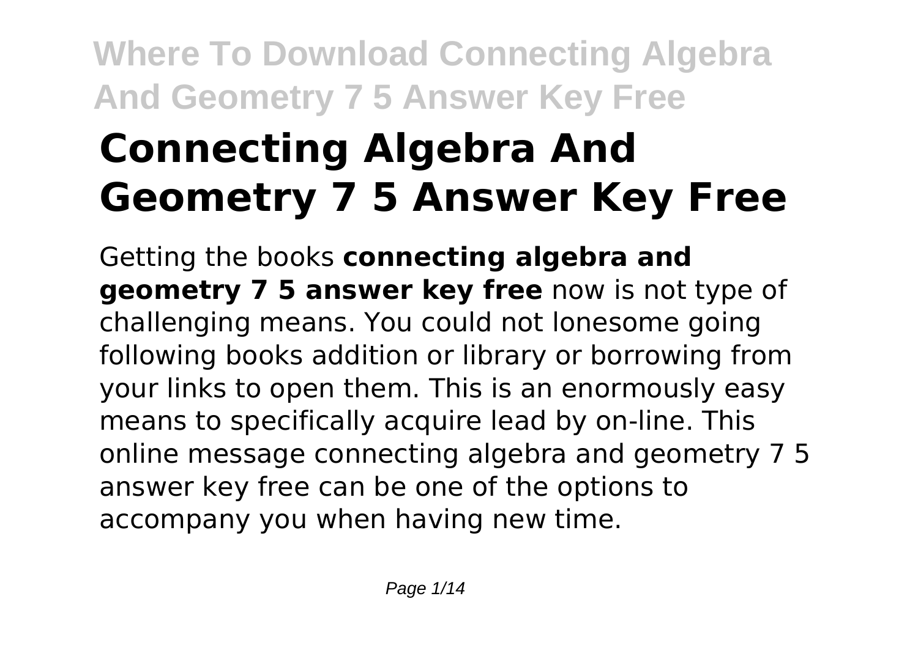# Connecting Algebra And Geometry 7 5 Answer Key Free

Getting the books **connecting algebra and geometry 7 5 answer key free** now is not type of challenging means. You could not lonesome going following books addition or library or borrowing from your links to open them. This is an enormously easy means to specifically acquire lead by on-line. This online message connecting algebra and geometry 7 5 answer key free can be one of the options to accompany you when having new time.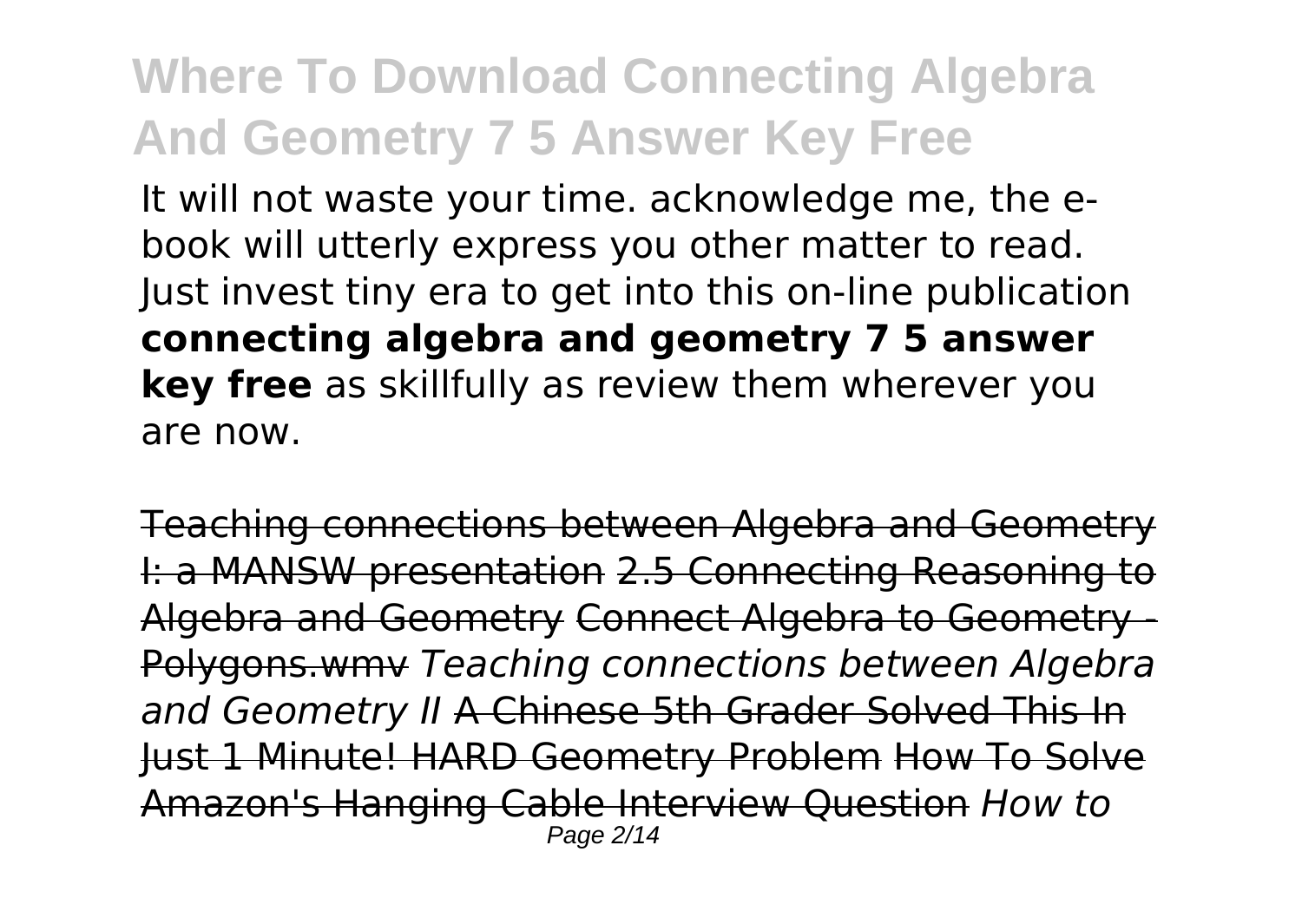It will not waste your time. acknowledge me, the e-book will utterly express you other matter to read. Just invest tiny era to get into this on-line publication **connecting algebra and geometry 7 5 answer key free** as skillfully as review them wherever you are now.

~~Teaching connections between Algebra and Geometry I: a MANSW presentation~~ ~~2.5 Connecting Reasoning to Algebra and Geometry~~ ~~Connect Algebra to Geometry - Polygons.wmv~~ *Teaching connections between Algebra and Geometry II* ~~A Chinese 5th Grader Solved This In Just 1 Minute! HARD Geometry Problem~~ ~~How To Solve Amazon's Hanging Cable Interview Question~~ *How to*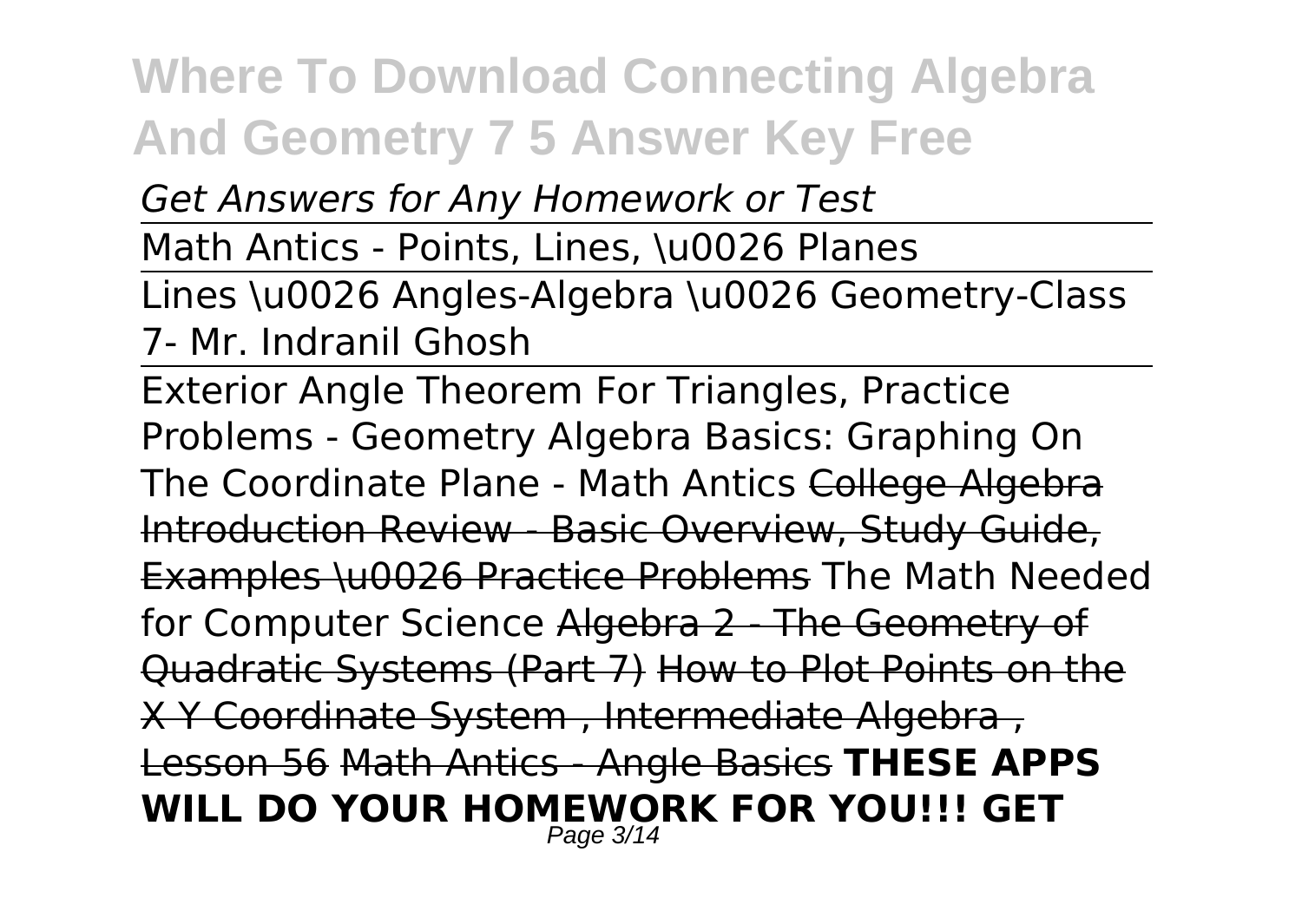*Get Answers for Any Homework or Test*

Math Antics - Points, Lines, \u0026 Planes

Lines \u0026 Angles-Algebra \u0026 Geometry-Class 7- Mr. Indranil Ghosh

Exterior Angle Theorem For Triangles, Practice Problems - Geometry Algebra Basics: Graphing On The Coordinate Plane - Math Antics ~~College Algebra Introduction Review - Basic Overview, Study Guide, Examples \u0026 Practice Problems~~ The Math Needed for Computer Science ~~Algebra 2 - The Geometry of Quadratic Systems (Part 7)~~ ~~How to Plot Points on the X Y Coordinate System , Intermediate Algebra , Lesson 56~~ ~~Math Antics - Angle Basics~~ **THESE APPS WILL DO YOUR HOMEWORK FOR YOU!!! GET**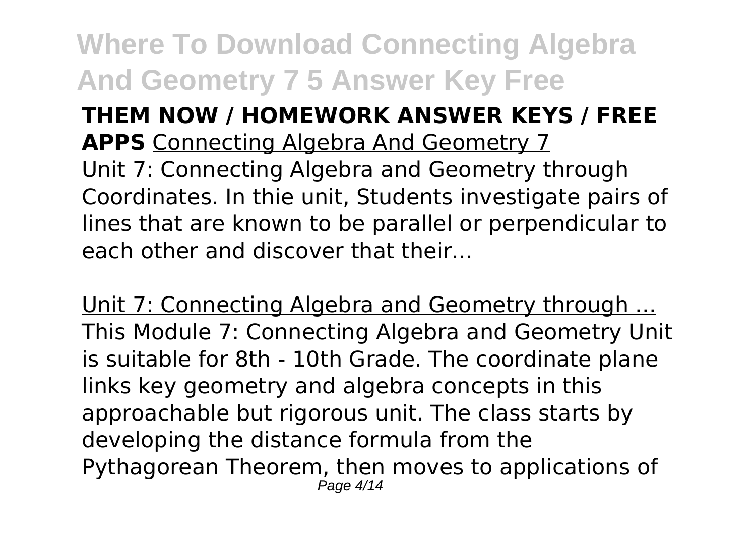**THEM NOW / HOMEWORK ANSWER KEYS / FREE APPS** Connecting Algebra And Geometry 7

Unit 7: Connecting Algebra and Geometry through Coordinates. In thie unit, Students investigate pairs of lines that are known to be parallel or perpendicular to each other and discover that their...

Unit 7: Connecting Algebra and Geometry through ...

This Module 7: Connecting Algebra and Geometry Unit is suitable for 8th - 10th Grade. The coordinate plane links key geometry and algebra concepts in this approachable but rigorous unit. The class starts by developing the distance formula from the Pythagorean Theorem, then moves to applications of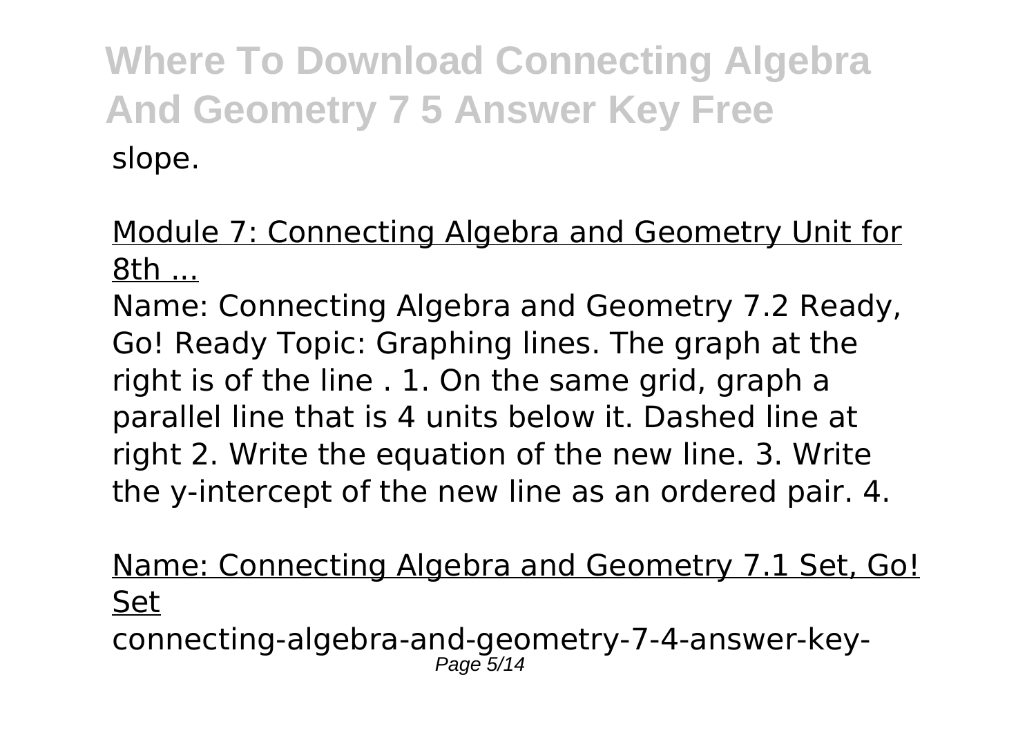slope.

Module 7: Connecting Algebra and Geometry Unit for 8th ...

Name: Connecting Algebra and Geometry 7.2 Ready, Go! Ready Topic: Graphing lines. The graph at the right is of the line . 1. On the same grid, graph a parallel line that is 4 units below it. Dashed line at right 2. Write the equation of the new line. 3. Write the y-intercept of the new line as an ordered pair. 4.

Name: Connecting Algebra and Geometry 7.1 Set, Go! Set

connecting-algebra-and-geometry-7-4-answer-key-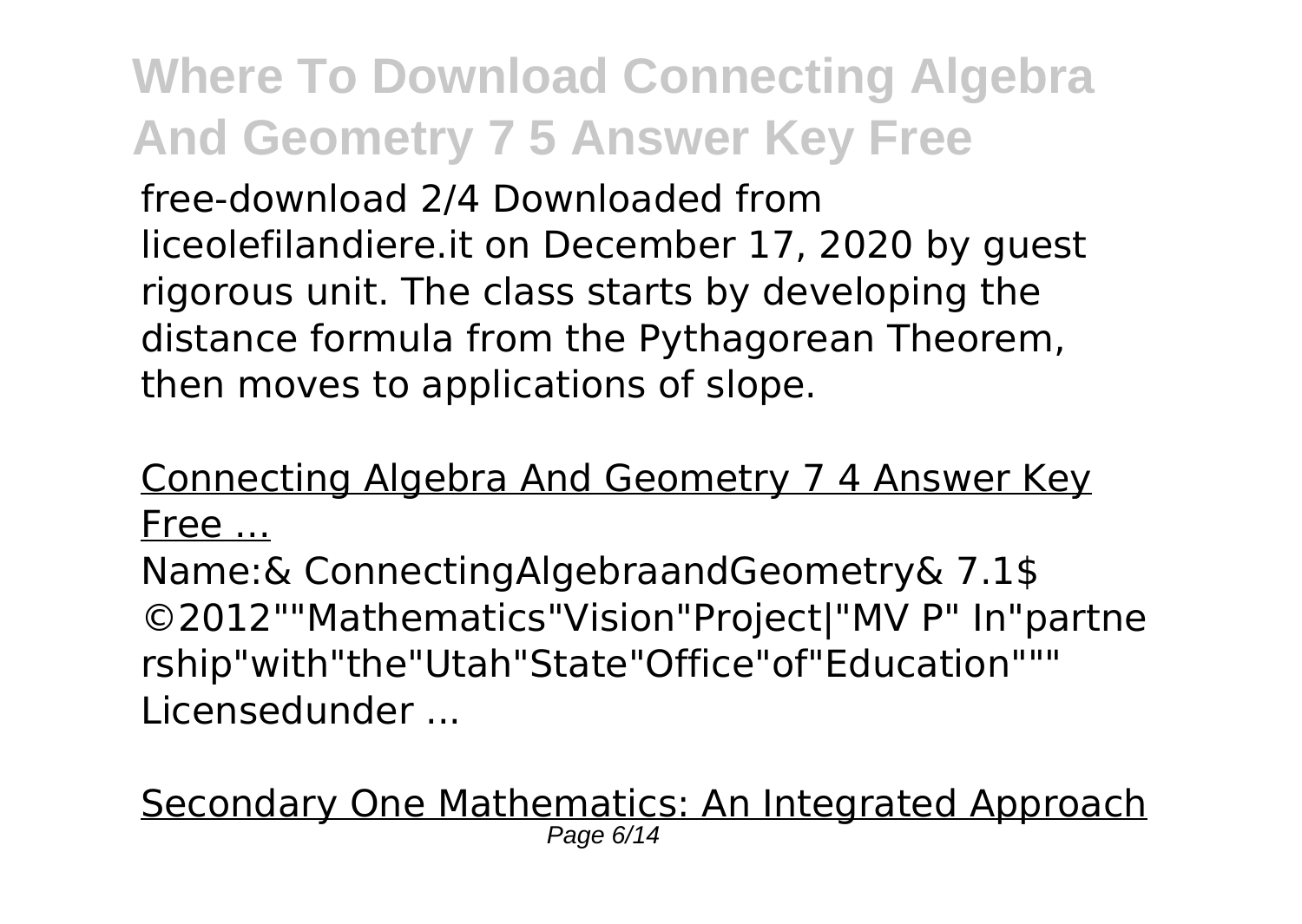free-download 2/4 Downloaded from liceolefilandiere.it on December 17, 2020 by guest rigorous unit. The class starts by developing the distance formula from the Pythagorean Theorem, then moves to applications of slope.

Connecting Algebra And Geometry 7 4 Answer Key Free ...

Name:& ConnectingAlgebraandGeometry& 7.1$ ©2012""Mathematics"Vision"Project|"MV P" In"partnership"with"the"Utah"State"Office"of"Education""" Licensedunder ...

Secondary One Mathematics: An Integrated Approach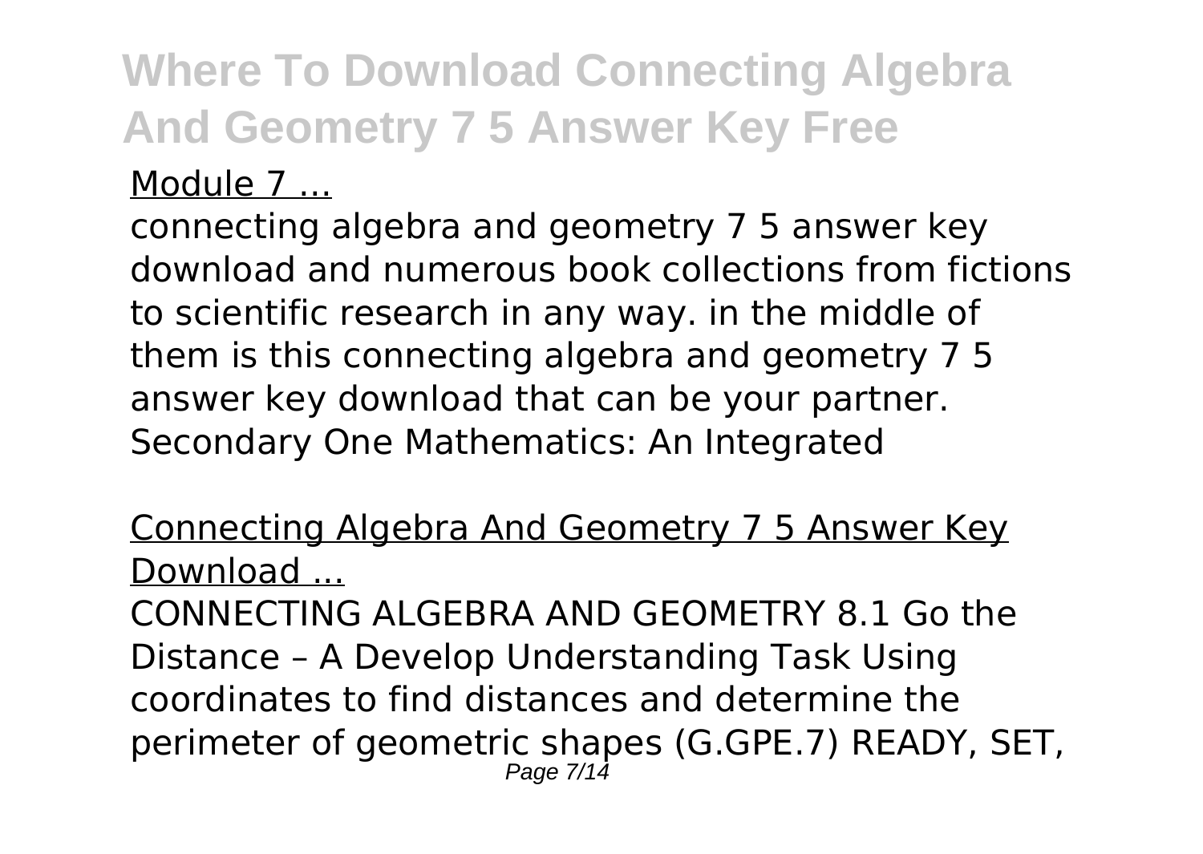Module 7 ...

connecting algebra and geometry 7 5 answer key download and numerous book collections from fictions to scientific research in any way. in the middle of them is this connecting algebra and geometry 7 5 answer key download that can be your partner. Secondary One Mathematics: An Integrated

Connecting Algebra And Geometry 7 5 Answer Key Download ...

CONNECTING ALGEBRA AND GEOMETRY 8.1 Go the Distance – A Develop Understanding Task Using coordinates to find distances and determine the perimeter of geometric shapes (G.GPE.7) READY, SET,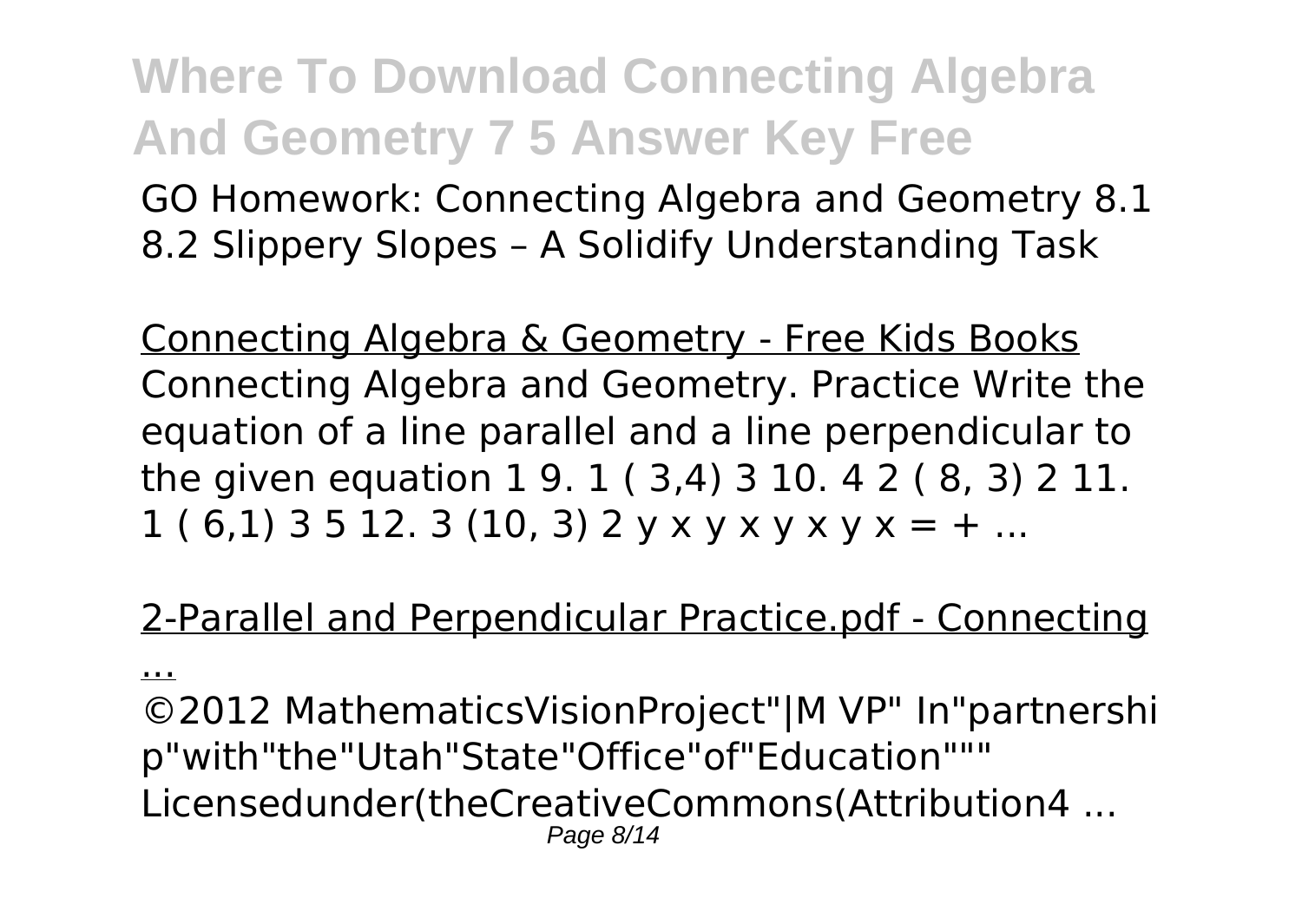GO Homework: Connecting Algebra and Geometry 8.1 8.2 Slippery Slopes – A Solidify Understanding Task

Connecting Algebra & Geometry - Free Kids Books

Connecting Algebra and Geometry. Practice Write the equation of a line parallel and a line perpendicular to the given equation 1 9. 1 ( 3,4) 3 10. 4 2 ( 8, 3) 2 11. 1 ( 6,1) 3 5 12. 3 (10, 3) 2 y x y x y x y x = + ...

2-Parallel and Perpendicular Practice.pdf - Connecting ...

©2012 MathematicsVisionProject"|M VP" In"partnership"with"the"Utah"State"Office"of"Education""" Licensedunder(theCreativeCommons(Attribution4 ...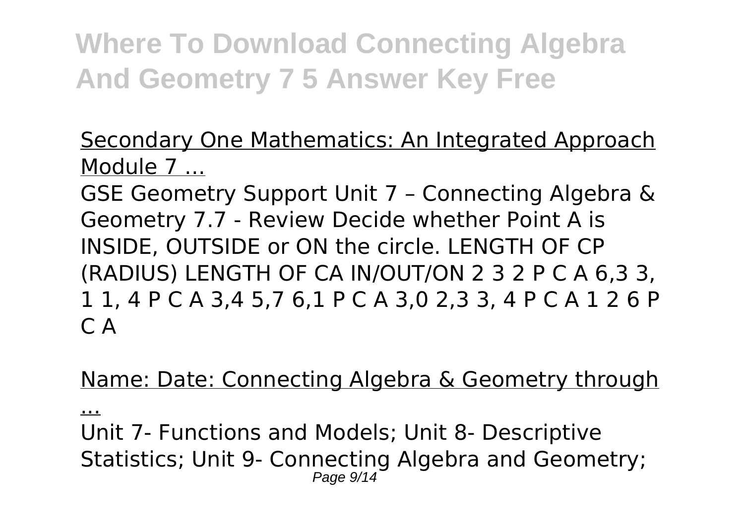Secondary One Mathematics: An Integrated Approach Module 7 ...

GSE Geometry Support Unit 7 – Connecting Algebra & Geometry 7.7 - Review Decide whether Point A is INSIDE, OUTSIDE or ON the circle. LENGTH OF CP (RADIUS) LENGTH OF CA IN/OUT/ON 2 3 2 P C A 6,3 3, 1 1, 4 P C A 3,4 5,7 6,1 P C A 3,0 2,3 3, 4 P C A 1 2 6 P C A

Name: Date: Connecting Algebra & Geometry through ...

Unit 7- Functions and Models; Unit 8- Descriptive Statistics; Unit 9- Connecting Algebra and Geometry;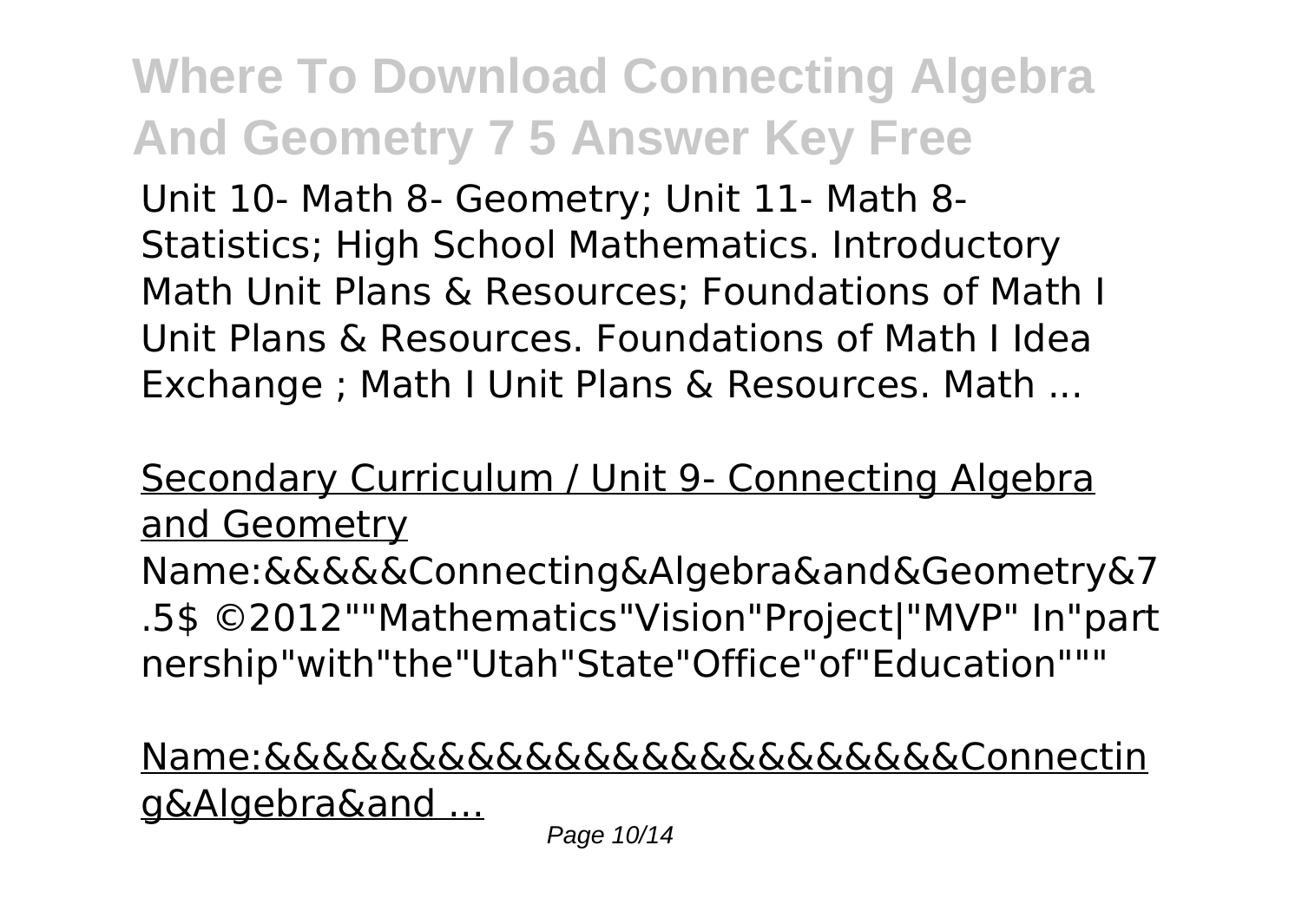Unit 10- Math 8- Geometry; Unit 11- Math 8- Statistics; High School Mathematics. Introductory Math Unit Plans & Resources; Foundations of Math I Unit Plans & Resources. Foundations of Math I Idea Exchange ; Math I Unit Plans & Resources. Math ...

Secondary Curriculum / Unit 9- Connecting Algebra and Geometry

Name:&&&&&Connecting&Algebra&and&Geometry&7.5$ ©2012""Mathematics"Vision"Project|"MVP" In"partnership"with"the"Utah"State"Office"of"Education"""

Name:&&&&&&&&&&&&&&&&&&&&&&&&&Connecting&Algebra&and ...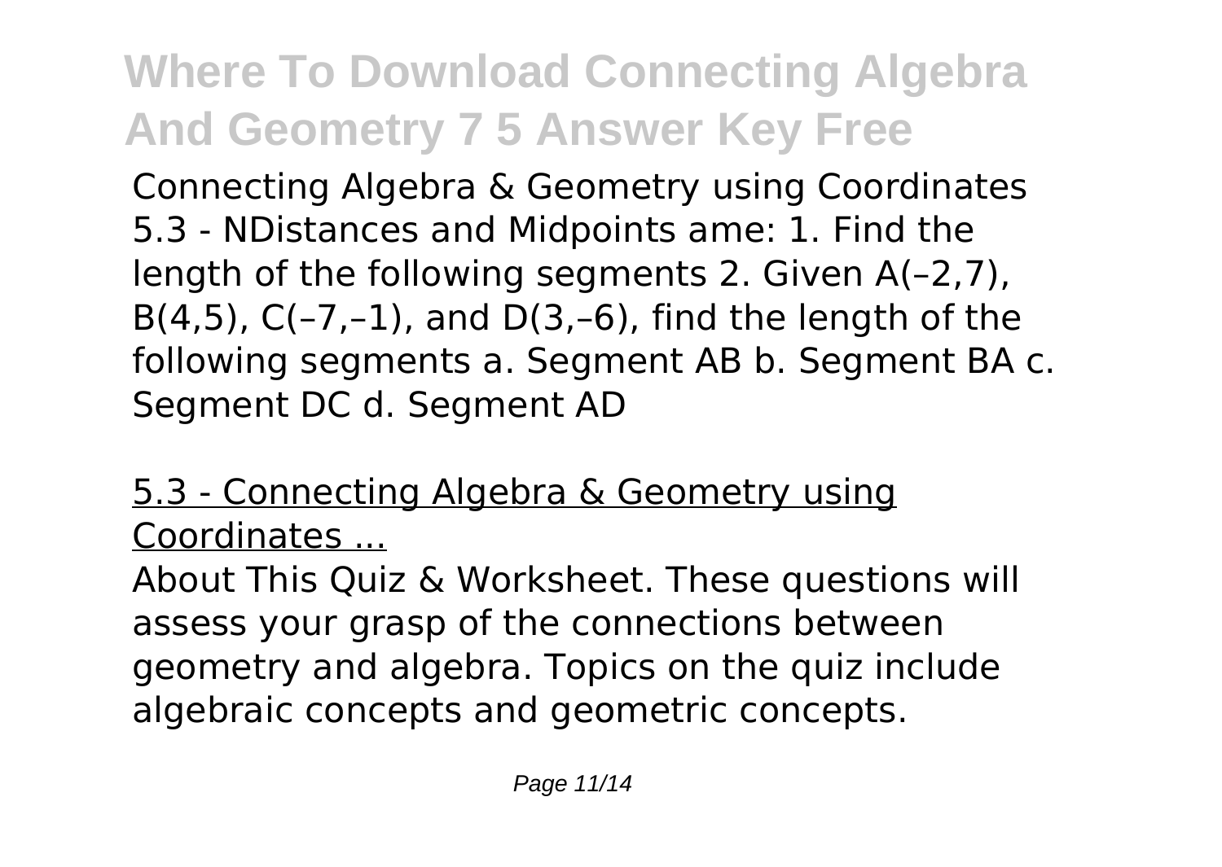Connecting Algebra & Geometry using Coordinates 5.3 - NDistances and Midpoints ame: 1. Find the length of the following segments 2. Given A(–2,7), B(4,5), C(–7,–1), and D(3,–6), find the length of the following segments a. Segment AB b. Segment BA c. Segment DC d. Segment AD

## 5.3 - Connecting Algebra & Geometry using Coordinates ...

About This Quiz & Worksheet. These questions will assess your grasp of the connections between geometry and algebra. Topics on the quiz include algebraic concepts and geometric concepts.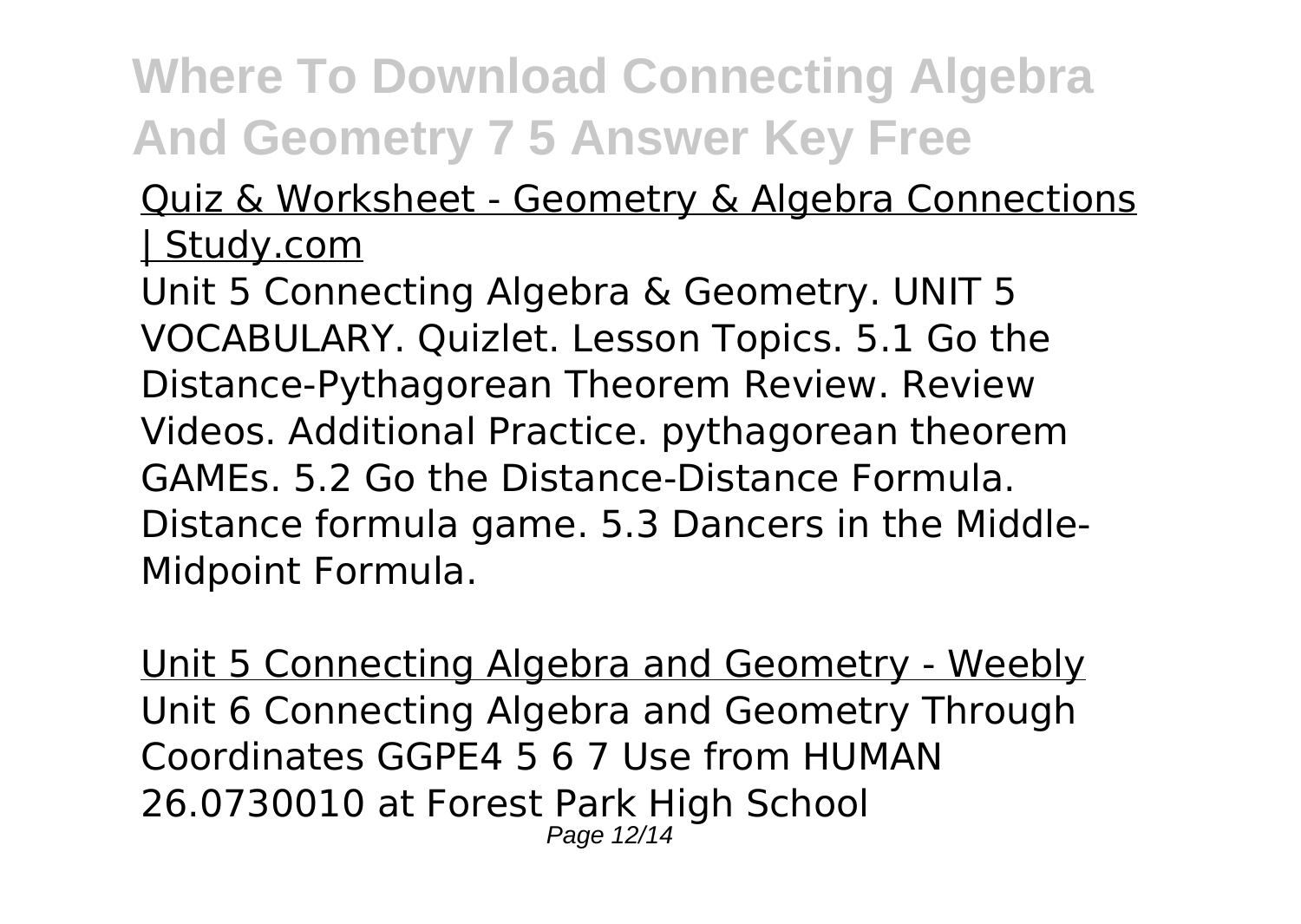# Where To Download Connecting Algebra And Geometry 7 5 Answer Key Free

Quiz & Worksheet - Geometry & Algebra Connections | Study.com

Unit 5 Connecting Algebra & Geometry. UNIT 5 VOCABULARY. Quizlet. Lesson Topics. 5.1 Go the Distance-Pythagorean Theorem Review. Review Videos. Additional Practice. pythagorean theorem GAMEs. 5.2 Go the Distance-Distance Formula. Distance formula game. 5.3 Dancers in the Middle-Midpoint Formula.

Unit 5 Connecting Algebra and Geometry - Weebly

Unit 6 Connecting Algebra and Geometry Through Coordinates GGPE4 5 6 7 Use from HUMAN 26.0730010 at Forest Park High School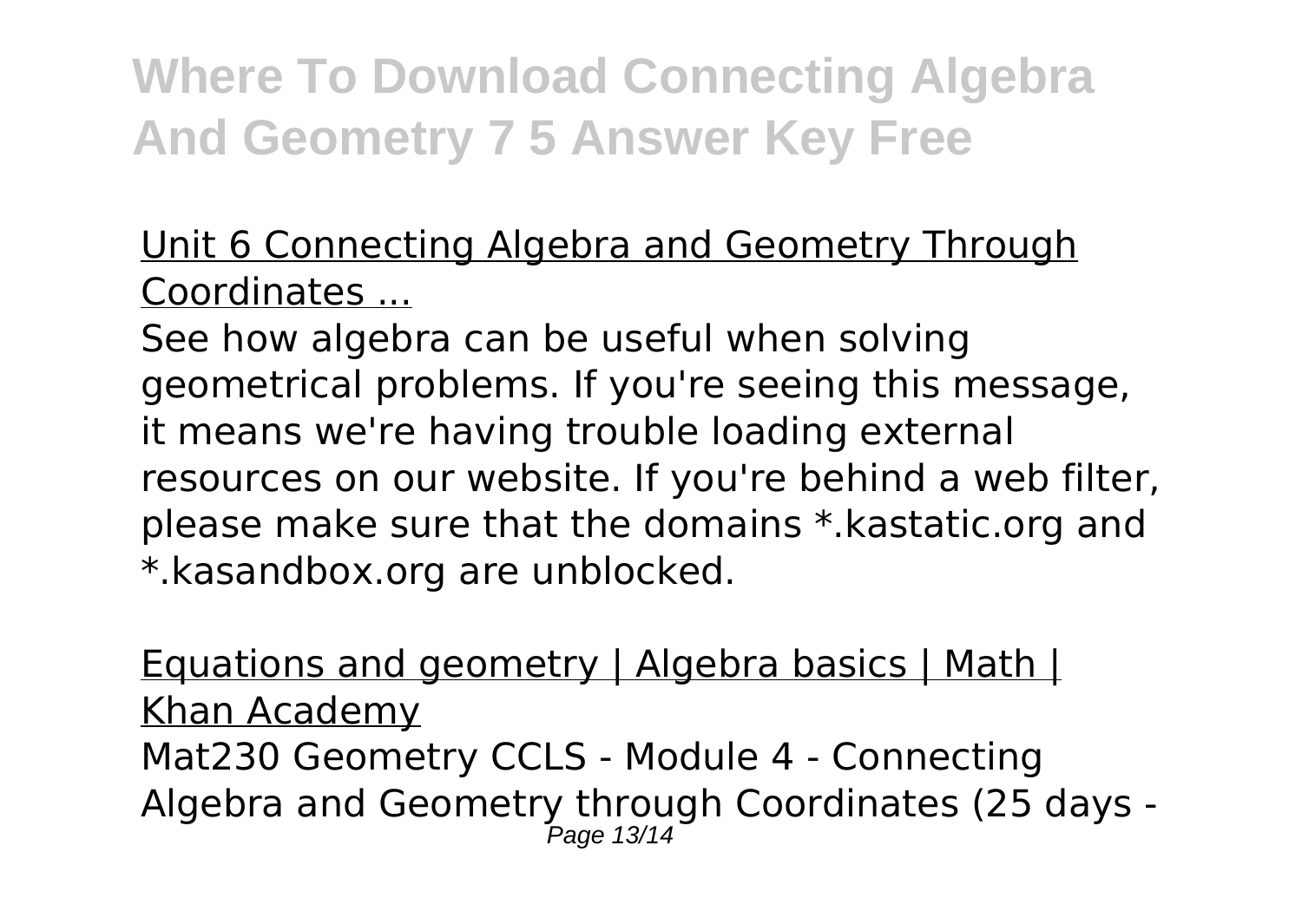Unit 6 Connecting Algebra and Geometry Through Coordinates ...

See how algebra can be useful when solving geometrical problems. If you're seeing this message, it means we're having trouble loading external resources on our website. If you're behind a web filter, please make sure that the domains *.kastatic.org and *.kasandbox.org are unblocked.

Equations and geometry | Algebra basics | Math | Khan Academy

Mat230 Geometry CCLS - Module 4 - Connecting Algebra and Geometry through Coordinates (25 days -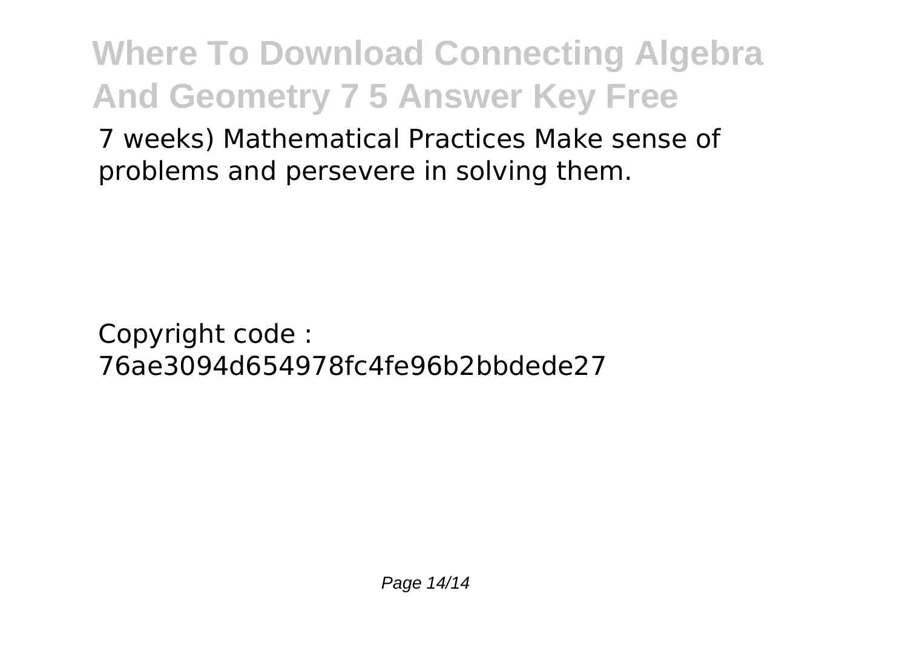7 weeks) Mathematical Practices Make sense of problems and persevere in solving them.

Copyright code : 76ae3094d654978fc4fe96b2bbdede27